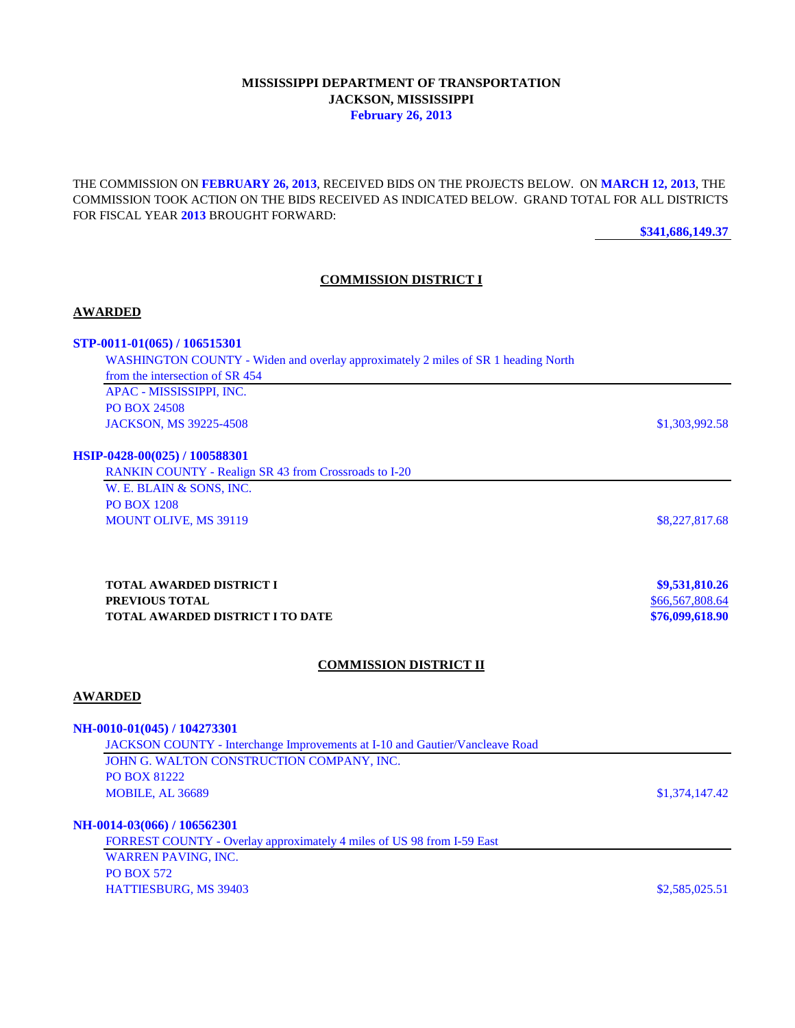**MISSISSIPPI DEPARTMENT OF TRANSPORTATION**
**JACKSON, MISSISSIPPI**
**February 26, 2013**

THE COMMISSION ON **FEBRUARY 26, 2013**, RECEIVED BIDS ON THE PROJECTS BELOW. ON **MARCH 12, 2013**, THE COMMISSION TOOK ACTION ON THE BIDS RECEIVED AS INDICATED BELOW. GRAND TOTAL FOR ALL DISTRICTS FOR FISCAL YEAR **2013** BROUGHT FORWARD:

**$341,686,149.37**

## COMMISSION DISTRICT I

### AWARDED

**STP-0011-01(065) / 106515301**

WASHINGTON COUNTY - Widen and overlay approximately 2 miles of SR 1 heading North from the intersection of SR 454

APAC - MISSISSIPPI, INC.
PO BOX 24508
JACKSON, MS 39225-4508 — $1,303,992.58

**HSIP-0428-00(025) / 100588301**

RANKIN COUNTY - Realign SR 43 from Crossroads to I-20

W. E. BLAIN & SONS, INC.
PO BOX 1208
MOUNT OLIVE, MS 39119 — $8,227,817.68

| | |
|---|---|
| **TOTAL AWARDED DISTRICT I** | **$9,531,810.26** |
| **PREVIOUS TOTAL** | $66,567,808.64 |
| **TOTAL AWARDED DISTRICT I TO DATE** | **$76,099,618.90** |

## COMMISSION DISTRICT II

### AWARDED

**NH-0010-01(045) / 104273301**

JACKSON COUNTY - Interchange Improvements at I-10 and Gautier/Vancleave Road

JOHN G. WALTON CONSTRUCTION COMPANY, INC.
PO BOX 81222
MOBILE, AL 36689 — $1,374,147.42

**NH-0014-03(066) / 106562301**

FORREST COUNTY - Overlay approximately 4 miles of US 98 from I-59 East

WARREN PAVING, INC.
PO BOX 572
HATTIESBURG, MS 39403 — $2,585,025.51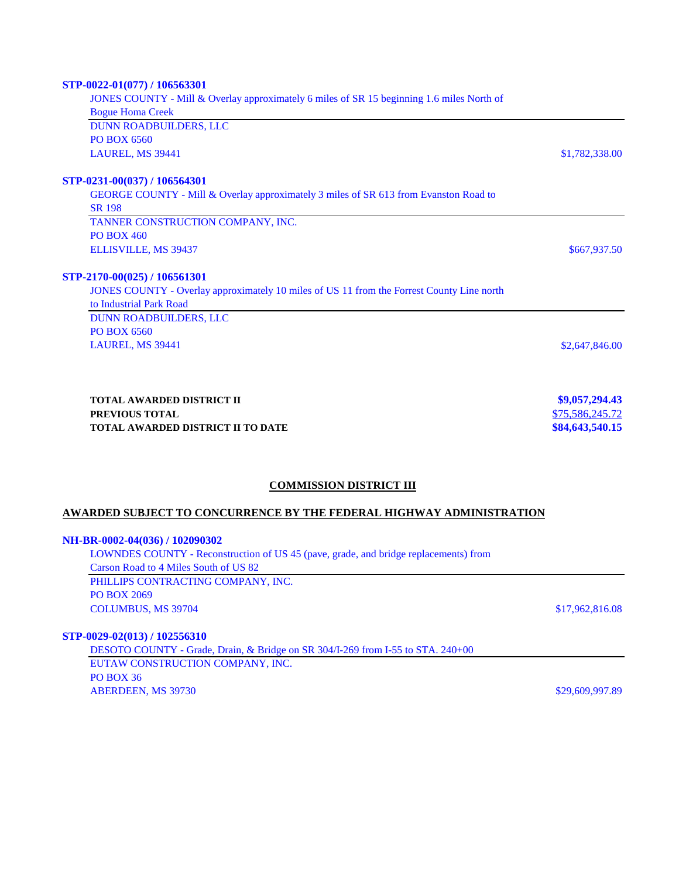**STP-0022-01(077) / 106563301**

JONES COUNTY - Mill & Overlay approximately 6 miles of SR 15 beginning 1.6 miles North of Bogue Homa Creek

DUNN ROADBUILDERS, LLC
PO BOX 6560
LAUREL, MS 39441 — $1,782,338.00

**STP-0231-00(037) / 106564301**

GEORGE COUNTY - Mill & Overlay approximately 3 miles of SR 613 from Evanston Road to SR 198

TANNER CONSTRUCTION COMPANY, INC.
PO BOX 460
ELLISVILLE, MS 39437 — $667,937.50

**STP-2170-00(025) / 106561301**

JONES COUNTY - Overlay approximately 10 miles of US 11 from the Forrest County Line north to Industrial Park Road

DUNN ROADBUILDERS, LLC
PO BOX 6560
LAUREL, MS 39441 — $2,647,846.00

| | |
|---|---|
| **TOTAL AWARDED DISTRICT II** | **$9,057,294.43** |
| **PREVIOUS TOTAL** | $75,586,245.72 |
| **TOTAL AWARDED DISTRICT II TO DATE** | **$84,643,540.15** |

## COMMISSION DISTRICT III

### AWARDED SUBJECT TO CONCURRENCE BY THE FEDERAL HIGHWAY ADMINISTRATION

**NH-BR-0002-04(036) / 102090302**

LOWNDES COUNTY - Reconstruction of US 45 (pave, grade, and bridge replacements) from Carson Road to 4 Miles South of US 82

PHILLIPS CONTRACTING COMPANY, INC.
PO BOX 2069
COLUMBUS, MS 39704 — $17,962,816.08

**STP-0029-02(013) / 102556310**

DESOTO COUNTY - Grade, Drain, & Bridge on SR 304/I-269 from I-55 to STA. 240+00

EUTAW CONSTRUCTION COMPANY, INC.
PO BOX 36
ABERDEEN, MS 39730 — $29,609,997.89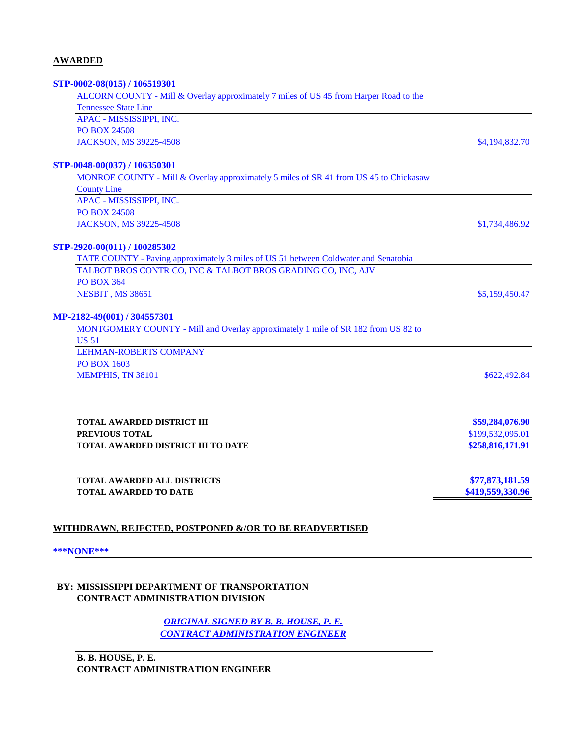## AWARDED

**STP-0002-08(015) / 106519301**

ALCORN COUNTY - Mill & Overlay approximately 7 miles of US 45 from Harper Road to the Tennessee State Line

APAC - MISSISSIPPI, INC.
PO BOX 24508
JACKSON, MS 39225-4508 — $4,194,832.70

**STP-0048-00(037) / 106350301**

MONROE COUNTY - Mill & Overlay approximately 5 miles of SR 41 from US 45 to Chickasaw County Line

APAC - MISSISSIPPI, INC.
PO BOX 24508
JACKSON, MS 39225-4508 — $1,734,486.92

**STP-2920-00(011) / 100285302**

TATE COUNTY - Paving approximately 3 miles of US 51 between Coldwater and Senatobia

TALBOT BROS CONTR CO, INC & TALBOT BROS GRADING CO, INC, AJV
PO BOX 364
NESBIT , MS 38651 — $5,159,450.47

**MP-2182-49(001) / 304557301**

MONTGOMERY COUNTY - Mill and Overlay approximately 1 mile of SR 182 from US 82 to US 51

LEHMAN-ROBERTS COMPANY
PO BOX 1603
MEMPHIS, TN 38101 — $622,492.84

| | |
|---|---|
| **TOTAL AWARDED DISTRICT III** | **$59,284,076.90** |
| **PREVIOUS TOTAL** | $199,532,095.01 |
| **TOTAL AWARDED DISTRICT III TO DATE** | **$258,816,171.91** |
| **TOTAL AWARDED ALL DISTRICTS** | **$77,873,181.59** |
| **TOTAL AWARDED TO DATE** | **$419,559,330.96** |

## WITHDRAWN, REJECTED, POSTPONED &/OR TO BE READVERTISED

**\*\*\*NONE\*\*\***

**BY: MISSISSIPPI DEPARTMENT OF TRANSPORTATION
CONTRACT ADMINISTRATION DIVISION**

***ORIGINAL SIGNED BY B. B. HOUSE, P. E.
CONTRACT ADMINISTRATION ENGINEER***

**B. B. HOUSE, P. E.
CONTRACT ADMINISTRATION ENGINEER**